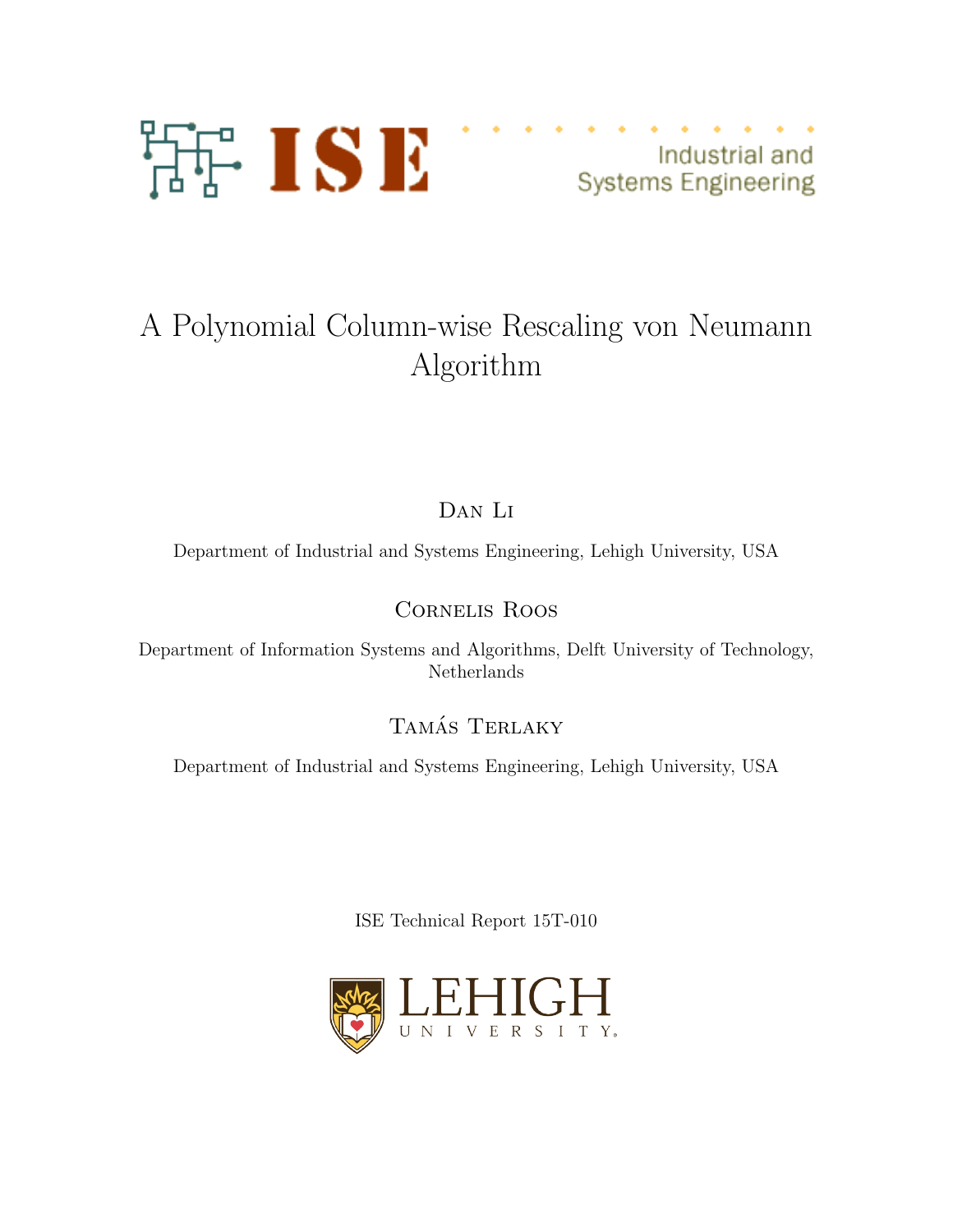ISE Industrial and Systems Engineering

# A Polynomial Column-wise Rescaling von Neumann Algorithm

Dan Li

Department of Industrial and Systems Engineering, Lehigh University, USA

Cornelis Roos

Department of Information Systems and Algorithms, Delft University of Technology, Netherlands

Tamás Terlaky

Department of Industrial and Systems Engineering, Lehigh University, USA

ISE Technical Report 15T-010

LEHIGH UNIVERSITY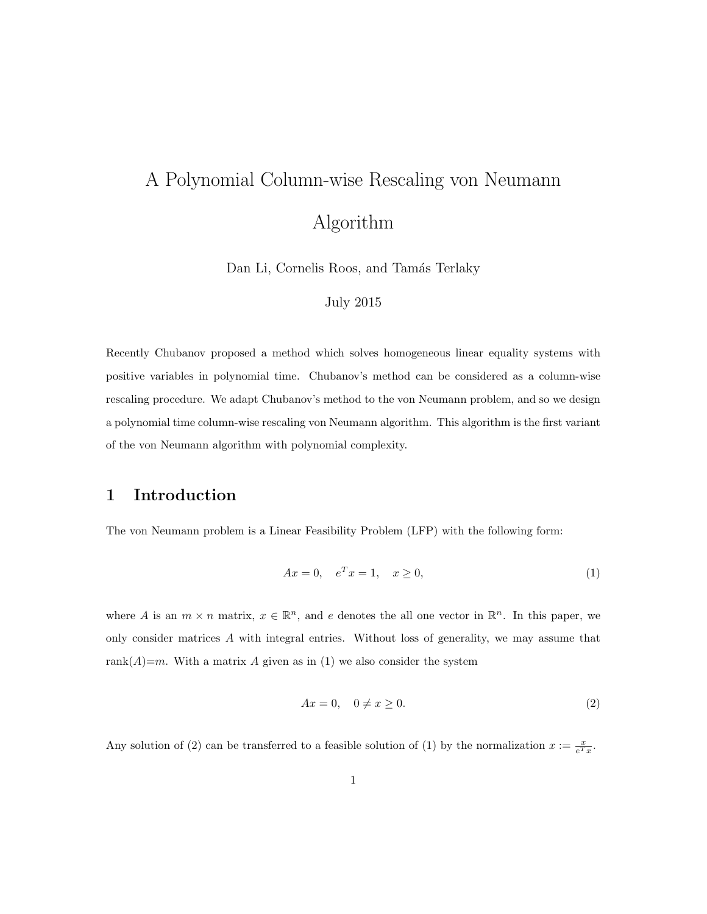# A Polynomial Column-wise Rescaling von Neumann Algorithm

Dan Li, Cornelis Roos, and Tamás Terlaky

July 2015

Recently Chubanov proposed a method which solves homogeneous linear equality systems with positive variables in polynomial time. Chubanov's method can be considered as a column-wise rescaling procedure. We adapt Chubanov's method to the von Neumann problem, and so we design a polynomial time column-wise rescaling von Neumann algorithm. This algorithm is the first variant of the von Neumann algorithm with polynomial complexity.

## 1 Introduction

The von Neumann problem is a Linear Feasibility Problem (LFP) with the following form:

$$Ax = 0, \quad e^T x = 1, \quad x \geq 0, \tag{1}$$

where $A$ is an $m \times n$ matrix, $x \in \mathbb{R}^n$, and $e$ denotes the all one vector in $\mathbb{R}^n$. In this paper, we only consider matrices $A$ with integral entries. Without loss of generality, we may assume that rank($A$)=$m$. With a matrix $A$ given as in (1) we also consider the system

$$Ax = 0, \quad 0 \neq x \geq 0. \tag{2}$$

Any solution of (2) can be transferred to a feasible solution of (1) by the normalization $x := \frac{x}{e^T x}$.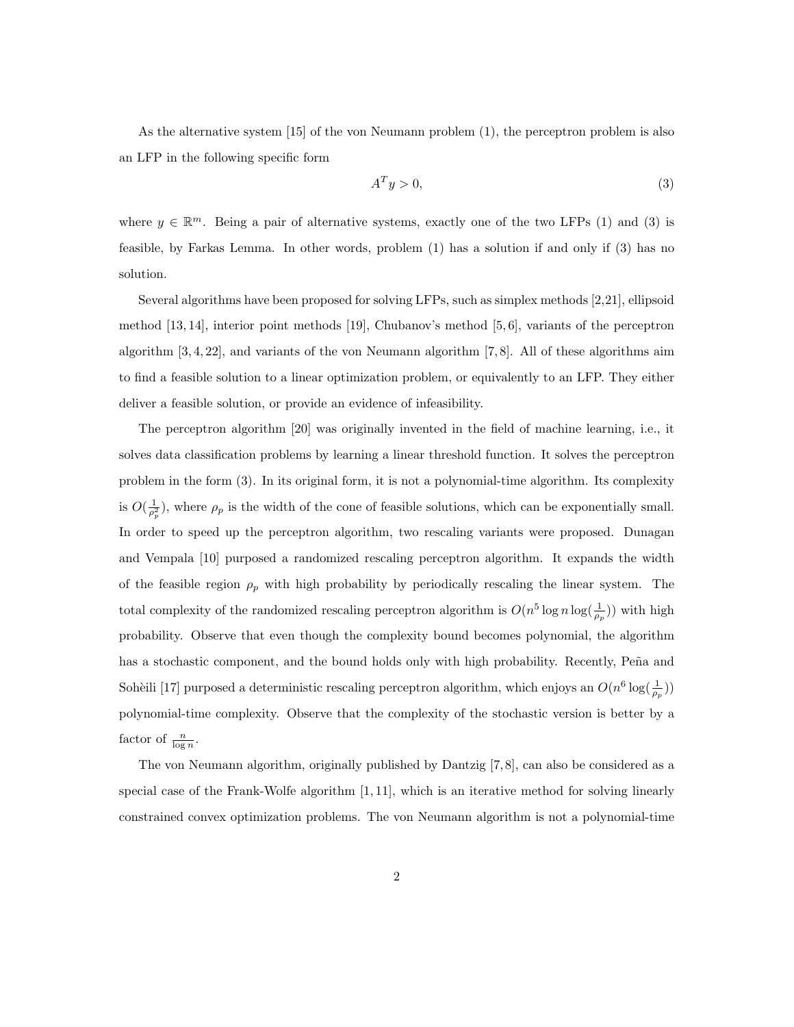As the alternative system [15] of the von Neumann problem (1), the perceptron problem is also an LFP in the following specific form

$$A^T y > 0, \tag{3}$$

where $y \in \mathbb{R}^m$. Being a pair of alternative systems, exactly one of the two LFPs (1) and (3) is feasible, by Farkas Lemma. In other words, problem (1) has a solution if and only if (3) has no solution.

Several algorithms have been proposed for solving LFPs, such as simplex methods [2,21], ellipsoid method [13,14], interior point methods [19], Chubanov's method [5,6], variants of the perceptron algorithm [3,4,22], and variants of the von Neumann algorithm [7,8]. All of these algorithms aim to find a feasible solution to a linear optimization problem, or equivalently to an LFP. They either deliver a feasible solution, or provide an evidence of infeasibility.

The perceptron algorithm [20] was originally invented in the field of machine learning, i.e., it solves data classification problems by learning a linear threshold function. It solves the perceptron problem in the form (3). In its original form, it is not a polynomial-time algorithm. Its complexity is $O(\frac{1}{\rho_p^2})$, where $\rho_p$ is the width of the cone of feasible solutions, which can be exponentially small. In order to speed up the perceptron algorithm, two rescaling variants were proposed. Dunagan and Vempala [10] purposed a randomized rescaling perceptron algorithm. It expands the width of the feasible region $\rho_p$ with high probability by periodically rescaling the linear system. The total complexity of the randomized rescaling perceptron algorithm is $O(n^5 \log n \log(\frac{1}{\rho_p}))$ with high probability. Observe that even though the complexity bound becomes polynomial, the algorithm has a stochastic component, and the bound holds only with high probability. Recently, Peña and Sohèili [17] purposed a deterministic rescaling perceptron algorithm, which enjoys an $O(n^6 \log(\frac{1}{\rho_p}))$ polynomial-time complexity. Observe that the complexity of the stochastic version is better by a factor of $\frac{n}{\log n}$.

The von Neumann algorithm, originally published by Dantzig [7,8], can also be considered as a special case of the Frank-Wolfe algorithm [1,11], which is an iterative method for solving linearly constrained convex optimization problems. The von Neumann algorithm is not a polynomial-time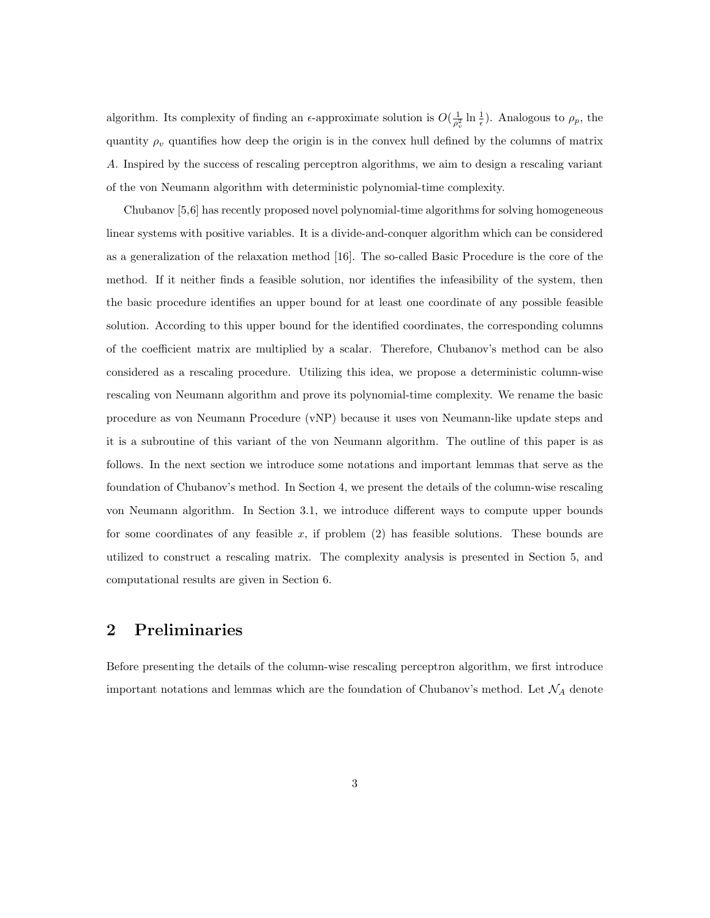algorithm. Its complexity of finding an $\epsilon$-approximate solution is $O(\frac{1}{\rho_v^2}\ln\frac{1}{\epsilon})$. Analogous to $\rho_p$, the quantity $\rho_v$ quantifies how deep the origin is in the convex hull defined by the columns of matrix $A$. Inspired by the success of rescaling perceptron algorithms, we aim to design a rescaling variant of the von Neumann algorithm with deterministic polynomial-time complexity.

Chubanov [5,6] has recently proposed novel polynomial-time algorithms for solving homogeneous linear systems with positive variables. It is a divide-and-conquer algorithm which can be considered as a generalization of the relaxation method [16]. The so-called Basic Procedure is the core of the method. If it neither finds a feasible solution, nor identifies the infeasibility of the system, then the basic procedure identifies an upper bound for at least one coordinate of any possible feasible solution. According to this upper bound for the identified coordinates, the corresponding columns of the coefficient matrix are multiplied by a scalar. Therefore, Chubanov's method can be also considered as a rescaling procedure. Utilizing this idea, we propose a deterministic column-wise rescaling von Neumann algorithm and prove its polynomial-time complexity. We rename the basic procedure as von Neumann Procedure (vNP) because it uses von Neumann-like update steps and it is a subroutine of this variant of the von Neumann algorithm. The outline of this paper is as follows. In the next section we introduce some notations and important lemmas that serve as the foundation of Chubanov's method. In Section 4, we present the details of the column-wise rescaling von Neumann algorithm. In Section 3.1, we introduce different ways to compute upper bounds for some coordinates of any feasible $x$, if problem (2) has feasible solutions. These bounds are utilized to construct a rescaling matrix. The complexity analysis is presented in Section 5, and computational results are given in Section 6.

## 2 Preliminaries

Before presenting the details of the column-wise rescaling perceptron algorithm, we first introduce important notations and lemmas which are the foundation of Chubanov's method. Let $\mathcal{N}_A$ denote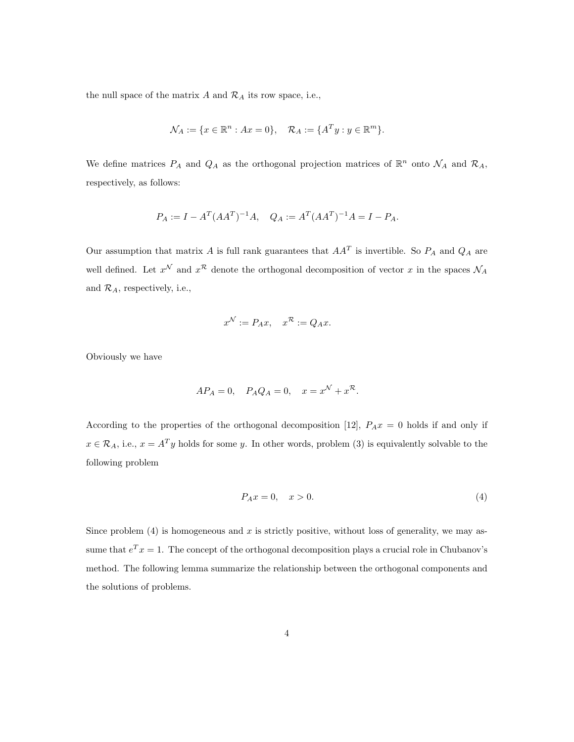the null space of the matrix $A$ and $\mathcal{R}_A$ its row space, i.e.,

$$\mathcal{N}_A := \{x \in \mathbb{R}^n : Ax = 0\}, \quad \mathcal{R}_A := \{A^T y : y \in \mathbb{R}^m\}.$$

We define matrices $P_A$ and $Q_A$ as the orthogonal projection matrices of $\mathbb{R}^n$ onto $\mathcal{N}_A$ and $\mathcal{R}_A$, respectively, as follows:

$$P_A := I - A^T(AA^T)^{-1}A, \quad Q_A := A^T(AA^T)^{-1}A = I - P_A.$$

Our assumption that matrix $A$ is full rank guarantees that $AA^T$ is invertible. So $P_A$ and $Q_A$ are well defined. Let $x^{\mathcal{N}}$ and $x^{\mathcal{R}}$ denote the orthogonal decomposition of vector $x$ in the spaces $\mathcal{N}_A$ and $\mathcal{R}_A$, respectively, i.e.,

$$x^{\mathcal{N}} := P_A x, \quad x^{\mathcal{R}} := Q_A x.$$

Obviously we have

$$AP_A = 0, \quad P_A Q_A = 0, \quad x = x^{\mathcal{N}} + x^{\mathcal{R}}.$$

According to the properties of the orthogonal decomposition [12], $P_A x = 0$ holds if and only if $x \in \mathcal{R}_A$, i.e., $x = A^T y$ holds for some $y$. In other words, problem (3) is equivalently solvable to the following problem

$$P_A x = 0, \quad x > 0. \tag{4}$$

Since problem (4) is homogeneous and $x$ is strictly positive, without loss of generality, we may assume that $e^T x = 1$. The concept of the orthogonal decomposition plays a crucial role in Chubanov's method. The following lemma summarize the relationship between the orthogonal components and the solutions of problems.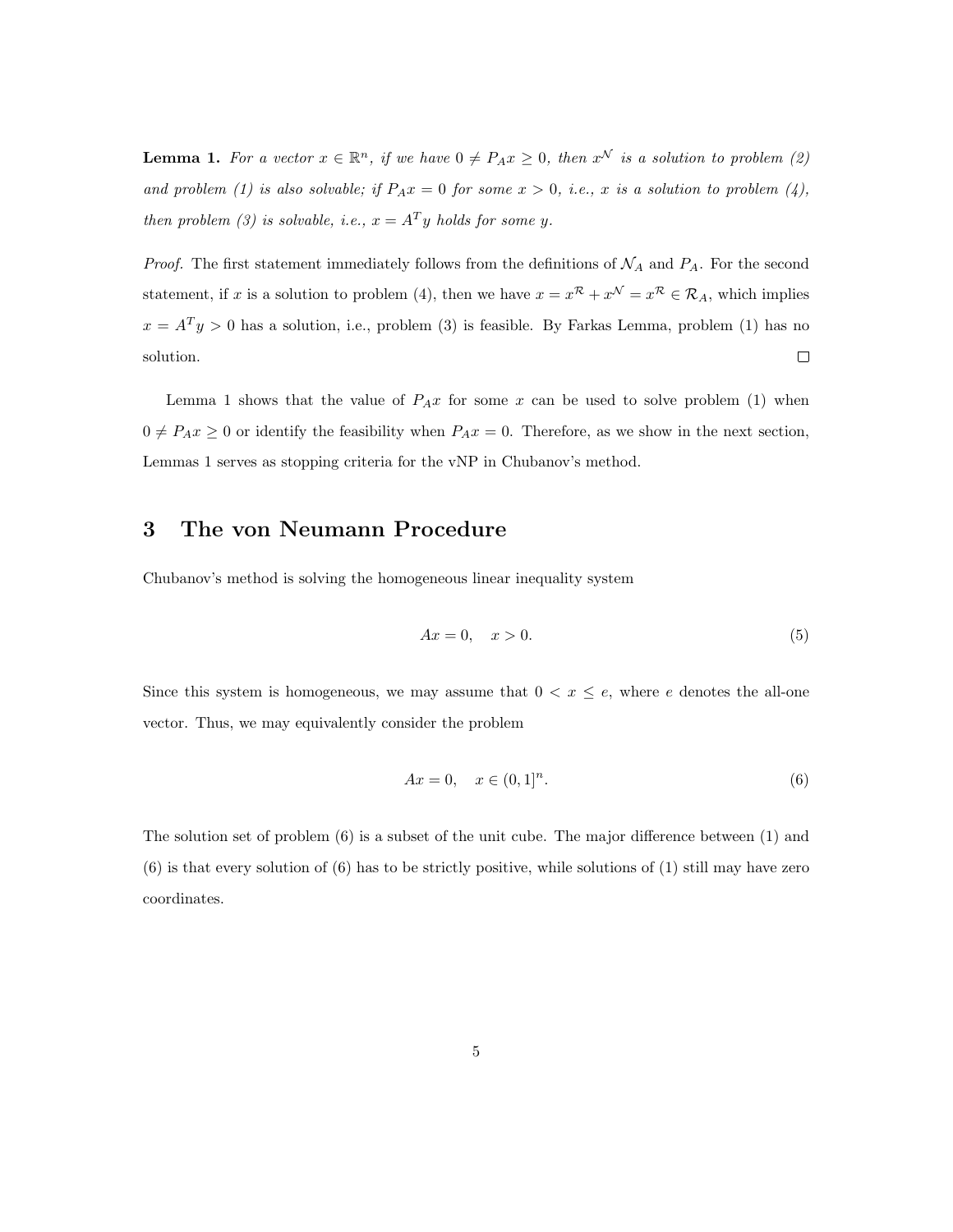**Lemma 1.** *For a vector $x \in \mathbb{R}^n$, if we have $0 \neq P_A x \geq 0$, then $x^{\mathcal{N}}$ is a solution to problem (2) and problem (1) is also solvable; if $P_A x = 0$ for some $x > 0$, i.e., $x$ is a solution to problem (4), then problem (3) is solvable, i.e., $x = A^T y$ holds for some $y$.*

*Proof.* The first statement immediately follows from the definitions of $\mathcal{N}_A$ and $P_A$. For the second statement, if $x$ is a solution to problem (4), then we have $x = x^{\mathcal{R}} + x^{\mathcal{N}} = x^{\mathcal{R}} \in \mathcal{R}_A$, which implies $x = A^T y > 0$ has a solution, i.e., problem (3) is feasible. By Farkas Lemma, problem (1) has no solution. □

Lemma 1 shows that the value of $P_A x$ for some $x$ can be used to solve problem (1) when $0 \neq P_A x \geq 0$ or identify the feasibility when $P_A x = 0$. Therefore, as we show in the next section, Lemmas 1 serves as stopping criteria for the vNP in Chubanov's method.

# 3 The von Neumann Procedure

Chubanov's method is solving the homogeneous linear inequality system

$$Ax = 0, \quad x > 0. \tag{5}$$

Since this system is homogeneous, we may assume that $0 < x \leq e$, where $e$ denotes the all-one vector. Thus, we may equivalently consider the problem

$$Ax = 0, \quad x \in (0, 1]^n. \tag{6}$$

The solution set of problem (6) is a subset of the unit cube. The major difference between (1) and (6) is that every solution of (6) has to be strictly positive, while solutions of (1) still may have zero coordinates.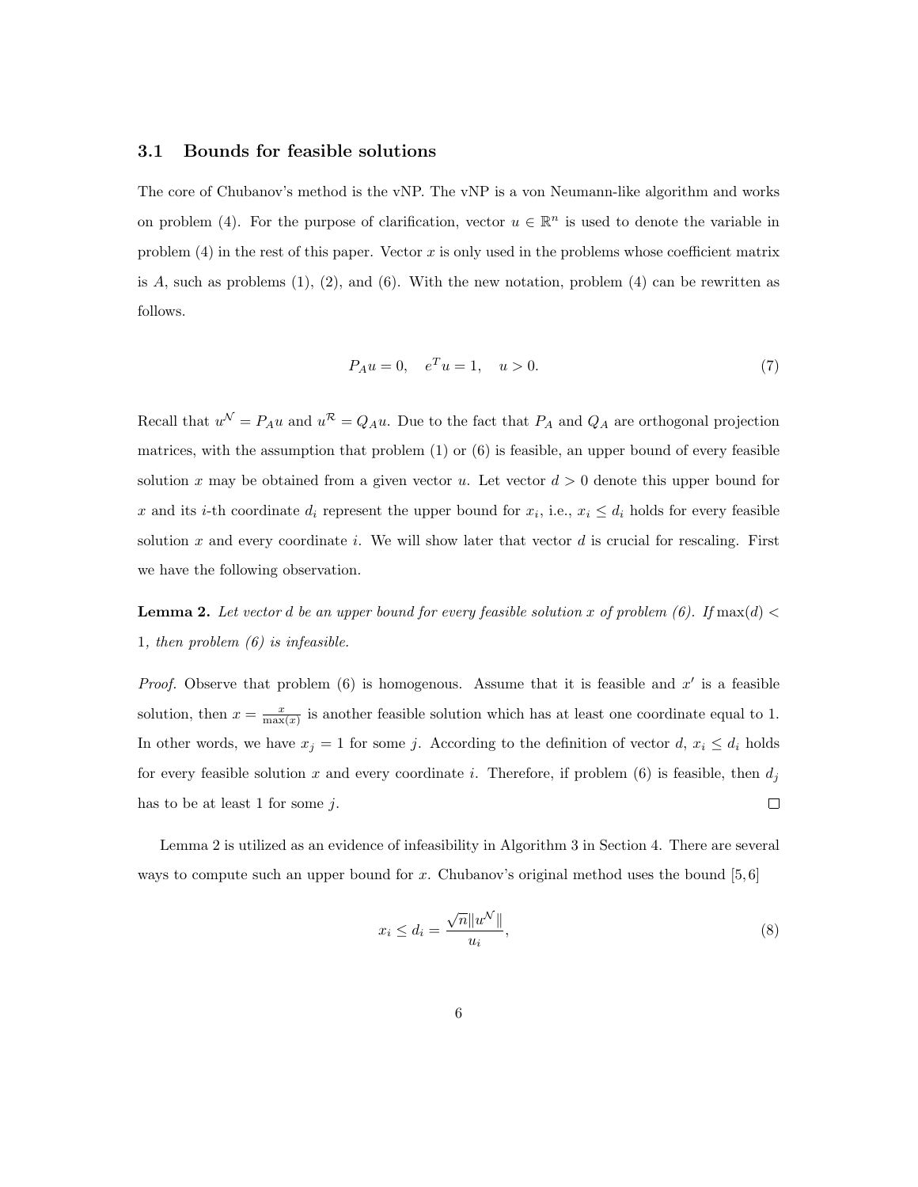### 3.1 Bounds for feasible solutions

The core of Chubanov's method is the vNP. The vNP is a von Neumann-like algorithm and works on problem (4). For the purpose of clarification, vector $u \in \mathbb{R}^n$ is used to denote the variable in problem (4) in the rest of this paper. Vector $x$ is only used in the problems whose coefficient matrix is $A$, such as problems (1), (2), and (6). With the new notation, problem (4) can be rewritten as follows.

$$P_A u = 0, \quad e^T u = 1, \quad u > 0. \tag{7}$$

Recall that $u^{\mathcal{N}} = P_A u$ and $u^{\mathcal{R}} = Q_A u$. Due to the fact that $P_A$ and $Q_A$ are orthogonal projection matrices, with the assumption that problem (1) or (6) is feasible, an upper bound of every feasible solution $x$ may be obtained from a given vector $u$. Let vector $d > 0$ denote this upper bound for $x$ and its $i$-th coordinate $d_i$ represent the upper bound for $x_i$, i.e., $x_i \leq d_i$ holds for every feasible solution $x$ and every coordinate $i$. We will show later that vector $d$ is crucial for rescaling. First we have the following observation.

**Lemma 2.** *Let vector $d$ be an upper bound for every feasible solution $x$ of problem (6). If $\max(d) < 1$, then problem (6) is infeasible.*

*Proof.* Observe that problem (6) is homogenous. Assume that it is feasible and $x'$ is a feasible solution, then $x = \frac{x}{\max(x)}$ is another feasible solution which has at least one coordinate equal to 1. In other words, we have $x_j = 1$ for some $j$. According to the definition of vector $d$, $x_i \leq d_i$ holds for every feasible solution $x$ and every coordinate $i$. Therefore, if problem (6) is feasible, then $d_j$ has to be at least 1 for some $j$. □

Lemma 2 is utilized as an evidence of infeasibility in Algorithm 3 in Section 4. There are several ways to compute such an upper bound for $x$. Chubanov's original method uses the bound [5,6]

$$x_i \leq d_i = \frac{\sqrt{n}\|u^{\mathcal{N}}\|}{u_i}, \tag{8}$$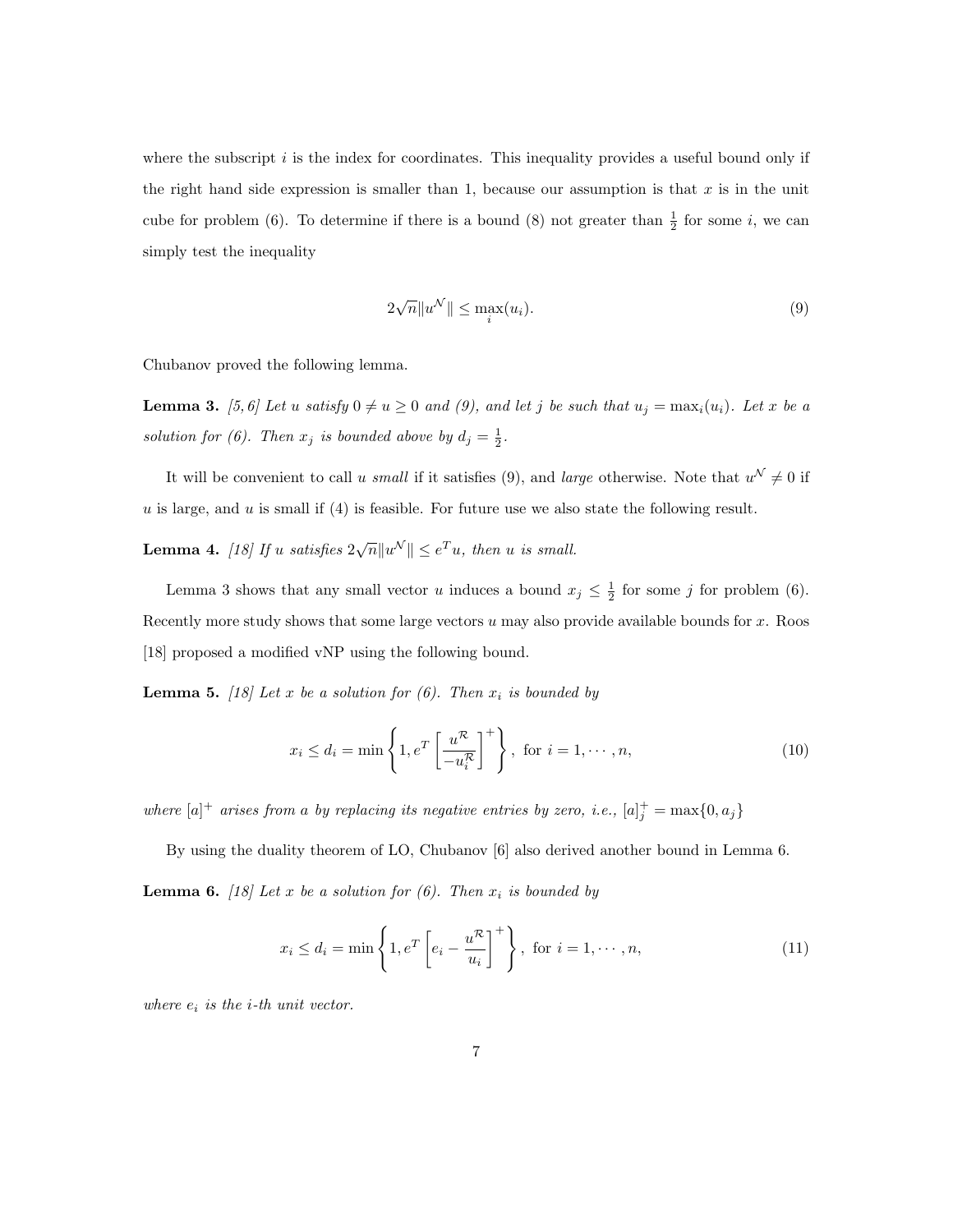where the subscript $i$ is the index for coordinates. This inequality provides a useful bound only if the right hand side expression is smaller than 1, because our assumption is that $x$ is in the unit cube for problem (6). To determine if there is a bound (8) not greater than $\frac{1}{2}$ for some $i$, we can simply test the inequality

$$2\sqrt{n}\|u^{\mathcal{N}}\| \leq \max_i(u_i). \tag{9}$$

Chubanov proved the following lemma.

**Lemma 3.** *[5, 6] Let $u$ satisfy $0 \neq u \geq 0$ and (9), and let $j$ be such that $u_j = \max_i(u_i)$. Let $x$ be a solution for (6). Then $x_j$ is bounded above by $d_j = \frac{1}{2}$.*

It will be convenient to call $u$ *small* if it satisfies (9), and *large* otherwise. Note that $u^{\mathcal{N}} \neq 0$ if $u$ is large, and $u$ is small if (4) is feasible. For future use we also state the following result.

**Lemma 4.** *[18] If $u$ satisfies $2\sqrt{n}\|u^{\mathcal{N}}\| \leq e^T u$, then $u$ is small.*

Lemma 3 shows that any small vector $u$ induces a bound $x_j \leq \frac{1}{2}$ for some $j$ for problem (6). Recently more study shows that some large vectors $u$ may also provide available bounds for $x$. Roos [18] proposed a modified vNP using the following bound.

**Lemma 5.** *[18] Let $x$ be a solution for (6). Then $x_i$ is bounded by*

$$x_i \leq d_i = \min\left\{1, e^T\left[\frac{u^{\mathcal{R}}}{-u_i^{\mathcal{R}}}\right]^+\right\}, \text{ for } i = 1, \cdots, n, \tag{10}$$

*where $[a]^+$ arises from $a$ by replacing its negative entries by zero, i.e., $[a]_j^+ = \max\{0, a_j\}$*

By using the duality theorem of LO, Chubanov [6] also derived another bound in Lemma 6.

**Lemma 6.** *[18] Let $x$ be a solution for (6). Then $x_i$ is bounded by*

$$x_i \leq d_i = \min\left\{1, e^T\left[e_i - \frac{u^{\mathcal{R}}}{u_i}\right]^+\right\}, \text{ for } i = 1, \cdots, n, \tag{11}$$

*where $e_i$ is the $i$-th unit vector.*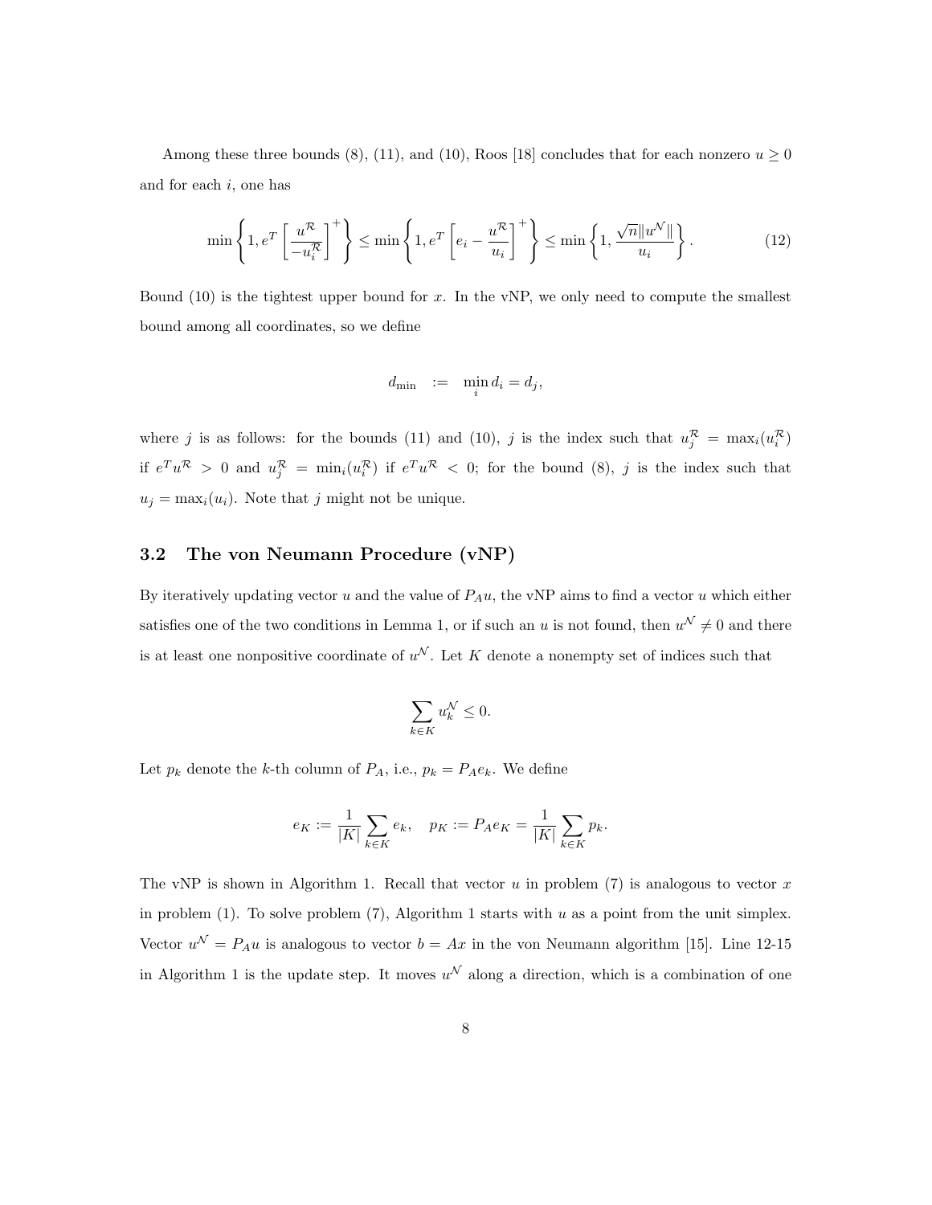Among these three bounds (8), (11), and (10), Roos [18] concludes that for each nonzero $u \geq 0$ and for each $i$, one has

$$\min\left\{1, e^T\left[\frac{u^{\mathcal{R}}}{-u_i^{\mathcal{R}}}\right]^+\right\} \leq \min\left\{1, e^T\left[e_i - \frac{u^{\mathcal{R}}}{u_i}\right]^+\right\} \leq \min\left\{1, \frac{\sqrt{n}\|u^{\mathcal{N}}\|}{u_i}\right\}. \tag{12}$$

Bound (10) is the tightest upper bound for $x$. In the vNP, we only need to compute the smallest bound among all coordinates, so we define

$$d_{\min} \quad := \quad \min_i d_i = d_j,$$

where $j$ is as follows: for the bounds (11) and (10), $j$ is the index such that $u_j^{\mathcal{R}} = \max_i(u_i^{\mathcal{R}})$ if $e^T u^{\mathcal{R}} > 0$ and $u_j^{\mathcal{R}} = \min_i(u_i^{\mathcal{R}})$ if $e^T u^{\mathcal{R}} < 0$; for the bound (8), $j$ is the index such that $u_j = \max_i(u_i)$. Note that $j$ might not be unique.

## 3.2 The von Neumann Procedure (vNP)

By iteratively updating vector $u$ and the value of $P_A u$, the vNP aims to find a vector $u$ which either satisfies one of the two conditions in Lemma 1, or if such an $u$ is not found, then $u^{\mathcal{N}} \neq 0$ and there is at least one nonpositive coordinate of $u^{\mathcal{N}}$. Let $K$ denote a nonempty set of indices such that

$$\sum_{k \in K} u_k^{\mathcal{N}} \leq 0.$$

Let $p_k$ denote the $k$-th column of $P_A$, i.e., $p_k = P_A e_k$. We define

$$e_K := \frac{1}{|K|}\sum_{k \in K} e_k, \quad p_K := P_A e_K = \frac{1}{|K|}\sum_{k \in K} p_k.$$

The vNP is shown in Algorithm 1. Recall that vector $u$ in problem (7) is analogous to vector $x$ in problem (1). To solve problem (7), Algorithm 1 starts with $u$ as a point from the unit simplex. Vector $u^{\mathcal{N}} = P_A u$ is analogous to vector $b = Ax$ in the von Neumann algorithm [15]. Line 12-15 in Algorithm 1 is the update step. It moves $u^{\mathcal{N}}$ along a direction, which is a combination of one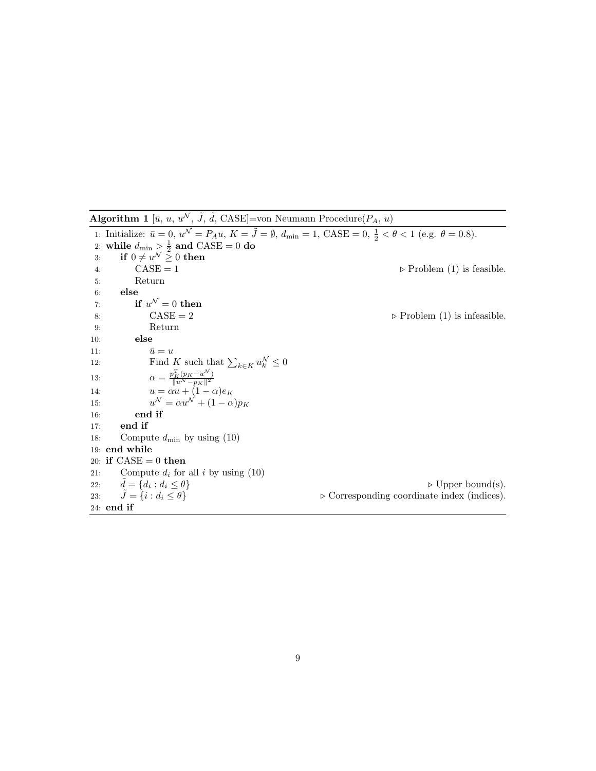**Algorithm 1** [$\bar{u}$, $u$, $u^{\mathcal{N}}$, $\tilde{J}$, $\tilde{d}$, CASE]=von Neumann Procedure($P_A$, $u$)

```
1:  Initialize: ū = 0, u^N = P_A u, K = J̃ = ∅, d_min = 1, CASE = 0, 1/2 < θ < 1 (e.g. θ = 0.8).
2:  while d_min > 1/2 and CASE = 0 do
3:      if 0 ≠ u^N ≥ 0 then
4:          CASE = 1                                          ▷ Problem (1) is feasible.
5:          Return
6:      else
7:          if u^N = 0 then
8:              CASE = 2                                      ▷ Problem (1) is infeasible.
9:              Return
10:         else
11:             ū = u
12:             Find K such that Σ_{k∈K} u^N_k ≤ 0
13:             α = p_K^T (p_K − u^N) / ‖u^N − p_K‖²
14:             u = αu + (1 − α)e_K
15:             u^N = αu^N + (1 − α)p_K
16:         end if
17:     end if
18:     Compute d_min by using (10)
19: end while
20: if CASE = 0 then
21:     Compute d_i for all i by using (10)
22:     d̃ = {d_i : d_i ≤ θ}                                   ▷ Upper bound(s).
23:     J̃ = {i : d_i ≤ θ}                                     ▷ Corresponding coordinate index (indices).
24: end if
```

1: Initialize: $\bar{u} = 0$, $u^{\mathcal{N}} = P_A u$, $K = \tilde{J} = \emptyset$, $d_{\min} = 1$, CASE $= 0$, $\frac{1}{2} < \theta < 1$ (e.g. $\theta = 0.8$).

2: **while** $d_{\min} > \frac{1}{2}$ **and** CASE $= 0$ **do**

3: **if** $0 \neq u^{\mathcal{N}} \geq 0$ **then**

4: CASE $= 1$ ▷ Problem (1) is feasible.

5: Return

6: **else**

7: **if** $u^{\mathcal{N}} = 0$ **then**

8: CASE $= 2$ ▷ Problem (1) is infeasible.

9: Return

10: **else**

11: $\bar{u} = u$

12: Find $K$ such that $\sum_{k \in K} u^{\mathcal{N}}_k \leq 0$

13: $\alpha = \frac{p_K^T (p_K - u^{\mathcal{N}})}{\|u^{\mathcal{N}} - p_K\|^2}$

14: $u = \alpha u + (1-\alpha) e_K$

15: $u^{\mathcal{N}} = \alpha u^{\mathcal{N}} + (1-\alpha) p_K$

16: **end if**

17: **end if**

18: Compute $d_{\min}$ by using (10)

19: **end while**

20: **if** CASE $= 0$ **then**

21: Compute $d_i$ for all $i$ by using (10)

22: $\tilde{d} = \{d_i : d_i \leq \theta\}$ ▷ Upper bound(s).

23: $\tilde{J} = \{i : d_i \leq \theta\}$ ▷ Corresponding coordinate index (indices).

24: **end if**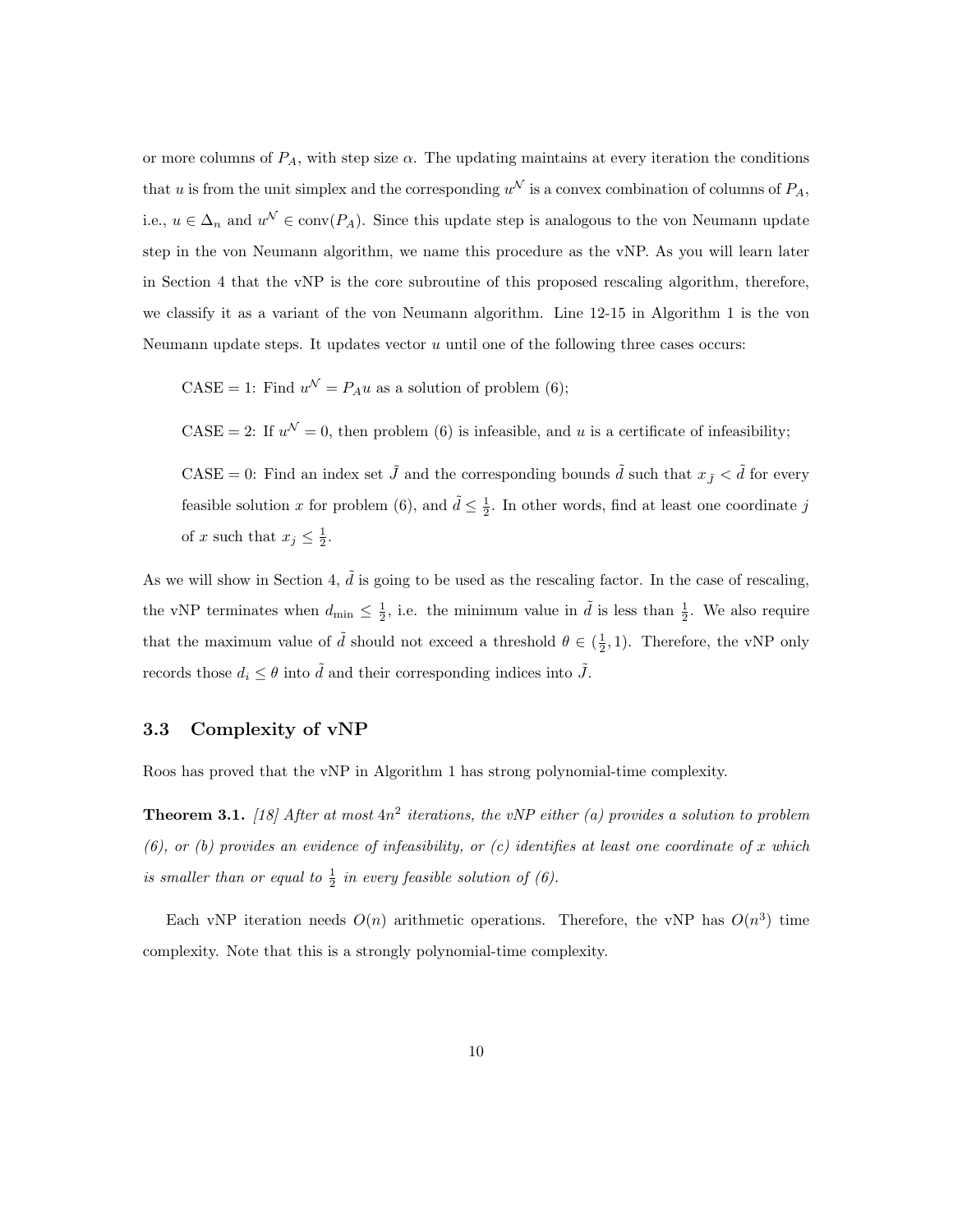or more columns of $P_A$, with step size $\alpha$. The updating maintains at every iteration the conditions that $u$ is from the unit simplex and the corresponding $u^{\mathcal{N}}$ is a convex combination of columns of $P_A$, i.e., $u \in \Delta_n$ and $u^{\mathcal{N}} \in \text{conv}(P_A)$. Since this update step is analogous to the von Neumann update step in the von Neumann algorithm, we name this procedure as the vNP. As you will learn later in Section 4 that the vNP is the core subroutine of this proposed rescaling algorithm, therefore, we classify it as a variant of the von Neumann algorithm. Line 12-15 in Algorithm 1 is the von Neumann update steps. It updates vector $u$ until one of the following three cases occurs:

CASE = 1: Find $u^{\mathcal{N}} = P_A u$ as a solution of problem (6);

CASE = 2: If $u^{\mathcal{N}} = 0$, then problem (6) is infeasible, and $u$ is a certificate of infeasibility;

CASE = 0: Find an index set $\tilde{J}$ and the corresponding bounds $\tilde{d}$ such that $x_{\tilde{J}} < \tilde{d}$ for every feasible solution $x$ for problem (6), and $\tilde{d} \leq \frac{1}{2}$. In other words, find at least one coordinate $j$ of $x$ such that $x_j \leq \frac{1}{2}$.

As we will show in Section 4, $\tilde{d}$ is going to be used as the rescaling factor. In the case of rescaling, the vNP terminates when $d_{\min} \leq \frac{1}{2}$, i.e. the minimum value in $\tilde{d}$ is less than $\frac{1}{2}$. We also require that the maximum value of $\tilde{d}$ should not exceed a threshold $\theta \in (\frac{1}{2}, 1)$. Therefore, the vNP only records those $d_i \leq \theta$ into $\tilde{d}$ and their corresponding indices into $\tilde{J}$.

### 3.3 Complexity of vNP

Roos has proved that the vNP in Algorithm 1 has strong polynomial-time complexity.

**Theorem 3.1.** *[18] After at most $4n^2$ iterations, the vNP either (a) provides a solution to problem (6), or (b) provides an evidence of infeasibility, or (c) identifies at least one coordinate of $x$ which is smaller than or equal to $\frac{1}{2}$ in every feasible solution of (6).*

Each vNP iteration needs $O(n)$ arithmetic operations. Therefore, the vNP has $O(n^3)$ time complexity. Note that this is a strongly polynomial-time complexity.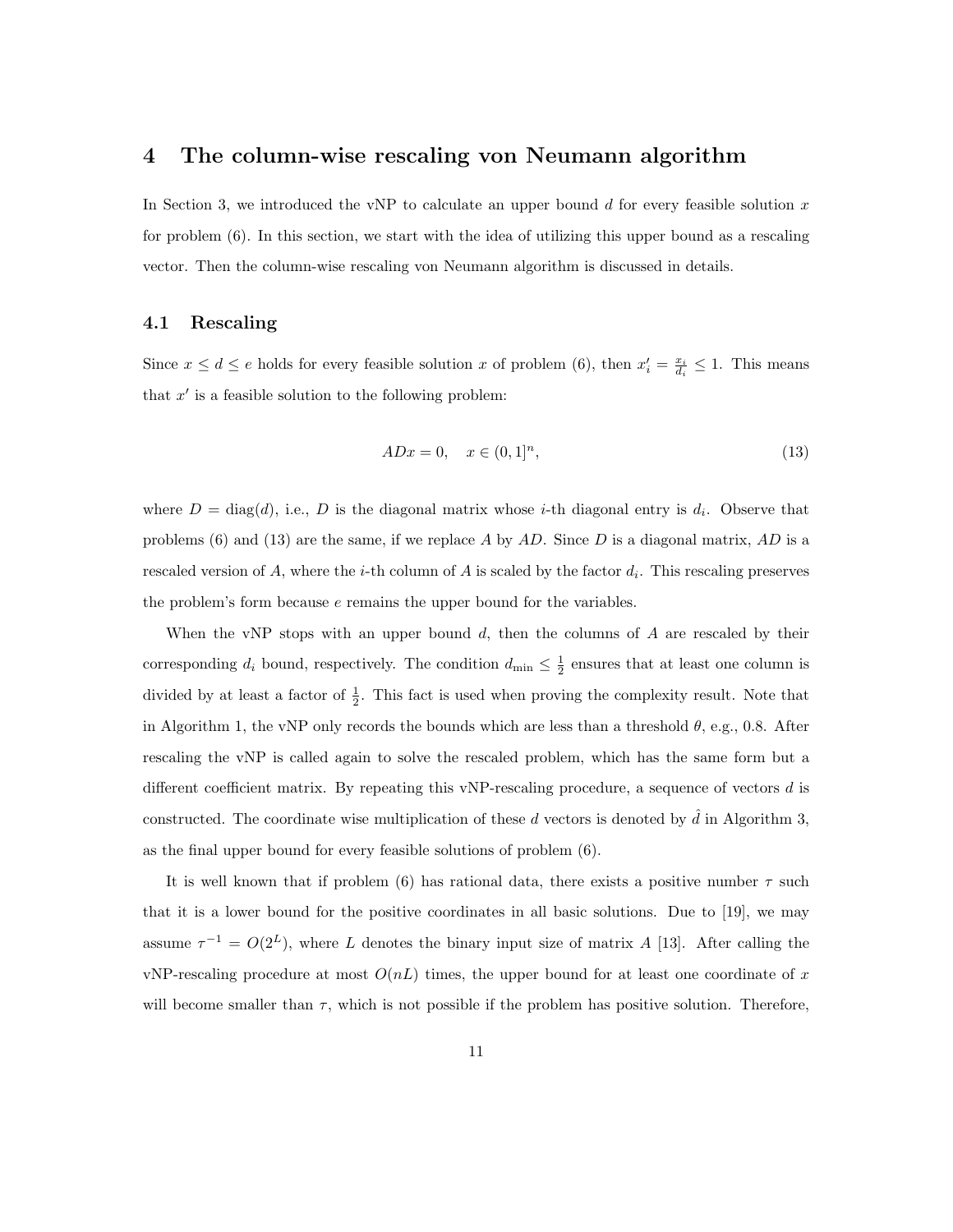## 4 The column-wise rescaling von Neumann algorithm

In Section 3, we introduced the vNP to calculate an upper bound $d$ for every feasible solution $x$ for problem (6). In this section, we start with the idea of utilizing this upper bound as a rescaling vector. Then the column-wise rescaling von Neumann algorithm is discussed in details.

### 4.1 Rescaling

Since $x \leq d \leq e$ holds for every feasible solution $x$ of problem (6), then $x'_i = \frac{x_i}{d_i} \leq 1$. This means that $x'$ is a feasible solution to the following problem:

$$ADx = 0, \quad x \in (0, 1]^n, \tag{13}$$

where $D = \text{diag}(d)$, i.e., $D$ is the diagonal matrix whose $i$-th diagonal entry is $d_i$. Observe that problems (6) and (13) are the same, if we replace $A$ by $AD$. Since $D$ is a diagonal matrix, $AD$ is a rescaled version of $A$, where the $i$-th column of $A$ is scaled by the factor $d_i$. This rescaling preserves the problem's form because $e$ remains the upper bound for the variables.

When the vNP stops with an upper bound $d$, then the columns of $A$ are rescaled by their corresponding $d_i$ bound, respectively. The condition $d_{\min} \leq \frac{1}{2}$ ensures that at least one column is divided by at least a factor of $\frac{1}{2}$. This fact is used when proving the complexity result. Note that in Algorithm 1, the vNP only records the bounds which are less than a threshold $\theta$, e.g., 0.8. After rescaling the vNP is called again to solve the rescaled problem, which has the same form but a different coefficient matrix. By repeating this vNP-rescaling procedure, a sequence of vectors $d$ is constructed. The coordinate wise multiplication of these $d$ vectors is denoted by $\hat{d}$ in Algorithm 3, as the final upper bound for every feasible solutions of problem (6).

It is well known that if problem (6) has rational data, there exists a positive number $\tau$ such that it is a lower bound for the positive coordinates in all basic solutions. Due to [19], we may assume $\tau^{-1} = O(2^L)$, where $L$ denotes the binary input size of matrix $A$ [13]. After calling the vNP-rescaling procedure at most $O(nL)$ times, the upper bound for at least one coordinate of $x$ will become smaller than $\tau$, which is not possible if the problem has positive solution. Therefore,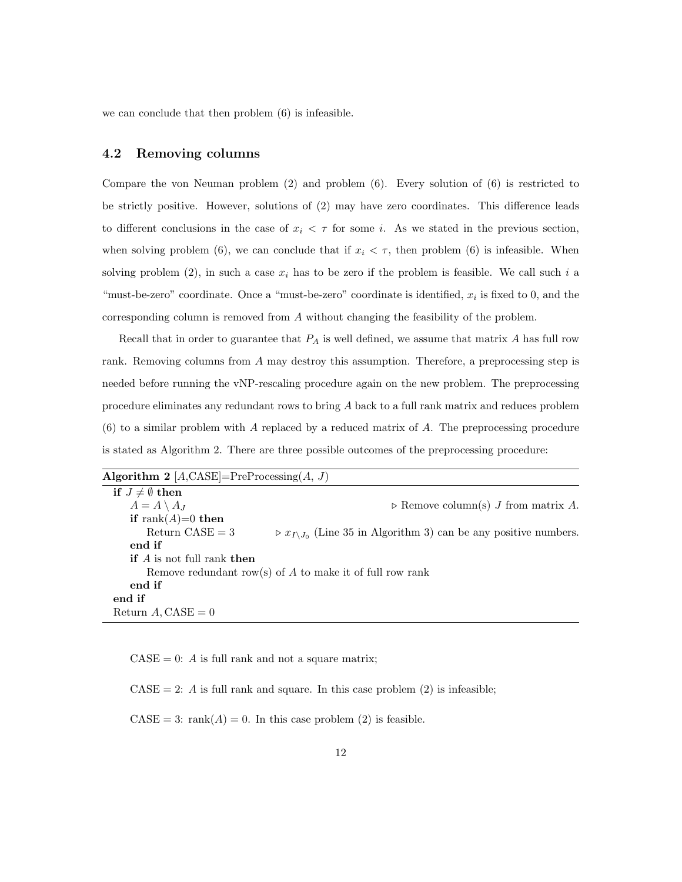we can conclude that then problem (6) is infeasible.

### 4.2 Removing columns

Compare the von Neuman problem (2) and problem (6). Every solution of (6) is restricted to be strictly positive. However, solutions of (2) may have zero coordinates. This difference leads to different conclusions in the case of $x_i < \tau$ for some $i$. As we stated in the previous section, when solving problem (6), we can conclude that if $x_i < \tau$, then problem (6) is infeasible. When solving problem (2), in such a case $x_i$ has to be zero if the problem is feasible. We call such $i$ a "must-be-zero" coordinate. Once a "must-be-zero" coordinate is identified, $x_i$ is fixed to 0, and the corresponding column is removed from $A$ without changing the feasibility of the problem.

Recall that in order to guarantee that $P_A$ is well defined, we assume that matrix $A$ has full row rank. Removing columns from $A$ may destroy this assumption. Therefore, a preprocessing step is needed before running the vNP-rescaling procedure again on the new problem. The preprocessing procedure eliminates any redundant rows to bring $A$ back to a full rank matrix and reduces problem (6) to a similar problem with $A$ replaced by a reduced matrix of $A$. The preprocessing procedure is stated as Algorithm 2. There are three possible outcomes of the preprocessing procedure:

**Algorithm 2** [$A$,CASE]=PreProcessing($A$, $J$)

```
if J ≠ ∅ then
    A = A \ A_J                                  ▷ Remove column(s) J from matrix A.
    if rank(A)=0 then
        Return CASE = 3        ▷ x_{I\J_0} (Line 35 in Algorithm 3) can be any positive numbers.
    end if
    if A is not full rank then
        Remove redundant row(s) of A to make it of full row rank
    end if
end if
Return A, CASE = 0
```

CASE = 0: $A$ is full rank and not a square matrix;

CASE = 2: $A$ is full rank and square. In this case problem (2) is infeasible;

CASE = 3: $\text{rank}(A) = 0$. In this case problem (2) is feasible.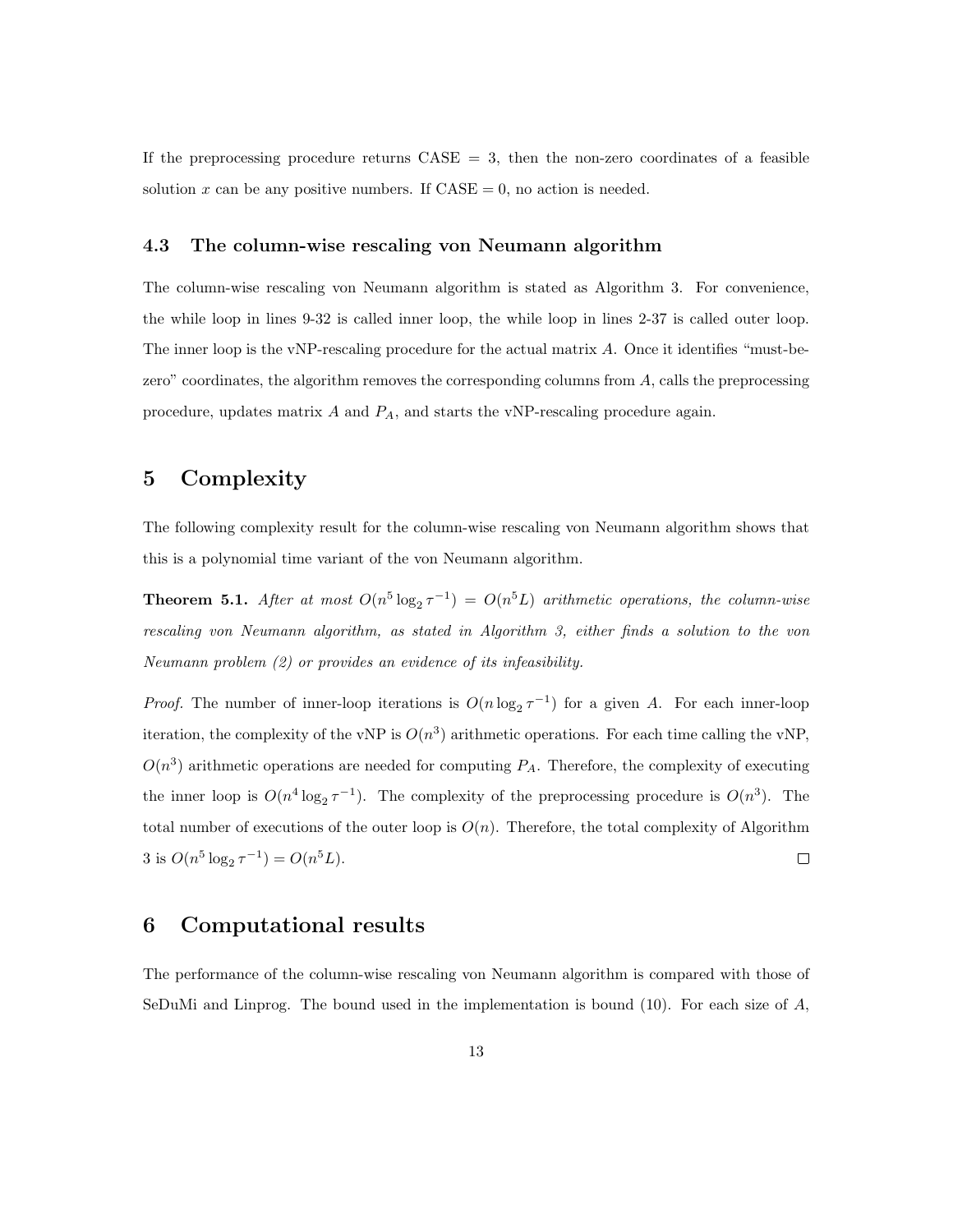If the preprocessing procedure returns CASE = 3, then the non-zero coordinates of a feasible solution $x$ can be any positive numbers. If CASE = 0, no action is needed.

### 4.3 The column-wise rescaling von Neumann algorithm

The column-wise rescaling von Neumann algorithm is stated as Algorithm 3. For convenience, the while loop in lines 9-32 is called inner loop, the while loop in lines 2-37 is called outer loop. The inner loop is the vNP-rescaling procedure for the actual matrix $A$. Once it identifies "must-be-zero" coordinates, the algorithm removes the corresponding columns from $A$, calls the preprocessing procedure, updates matrix $A$ and $P_A$, and starts the vNP-rescaling procedure again.

## 5 Complexity

The following complexity result for the column-wise rescaling von Neumann algorithm shows that this is a polynomial time variant of the von Neumann algorithm.

**Theorem 5.1.** *After at most $O(n^5 \log_2 \tau^{-1}) = O(n^5 L)$ arithmetic operations, the column-wise rescaling von Neumann algorithm, as stated in Algorithm 3, either finds a solution to the von Neumann problem (2) or provides an evidence of its infeasibility.*

*Proof.* The number of inner-loop iterations is $O(n \log_2 \tau^{-1})$ for a given $A$. For each inner-loop iteration, the complexity of the vNP is $O(n^3)$ arithmetic operations. For each time calling the vNP, $O(n^3)$ arithmetic operations are needed for computing $P_A$. Therefore, the complexity of executing the inner loop is $O(n^4 \log_2 \tau^{-1})$. The complexity of the preprocessing procedure is $O(n^3)$. The total number of executions of the outer loop is $O(n)$. Therefore, the total complexity of Algorithm 3 is $O(n^5 \log_2 \tau^{-1}) = O(n^5 L)$. □

## 6 Computational results

The performance of the column-wise rescaling von Neumann algorithm is compared with those of SeDuMi and Linprog. The bound used in the implementation is bound (10). For each size of $A$,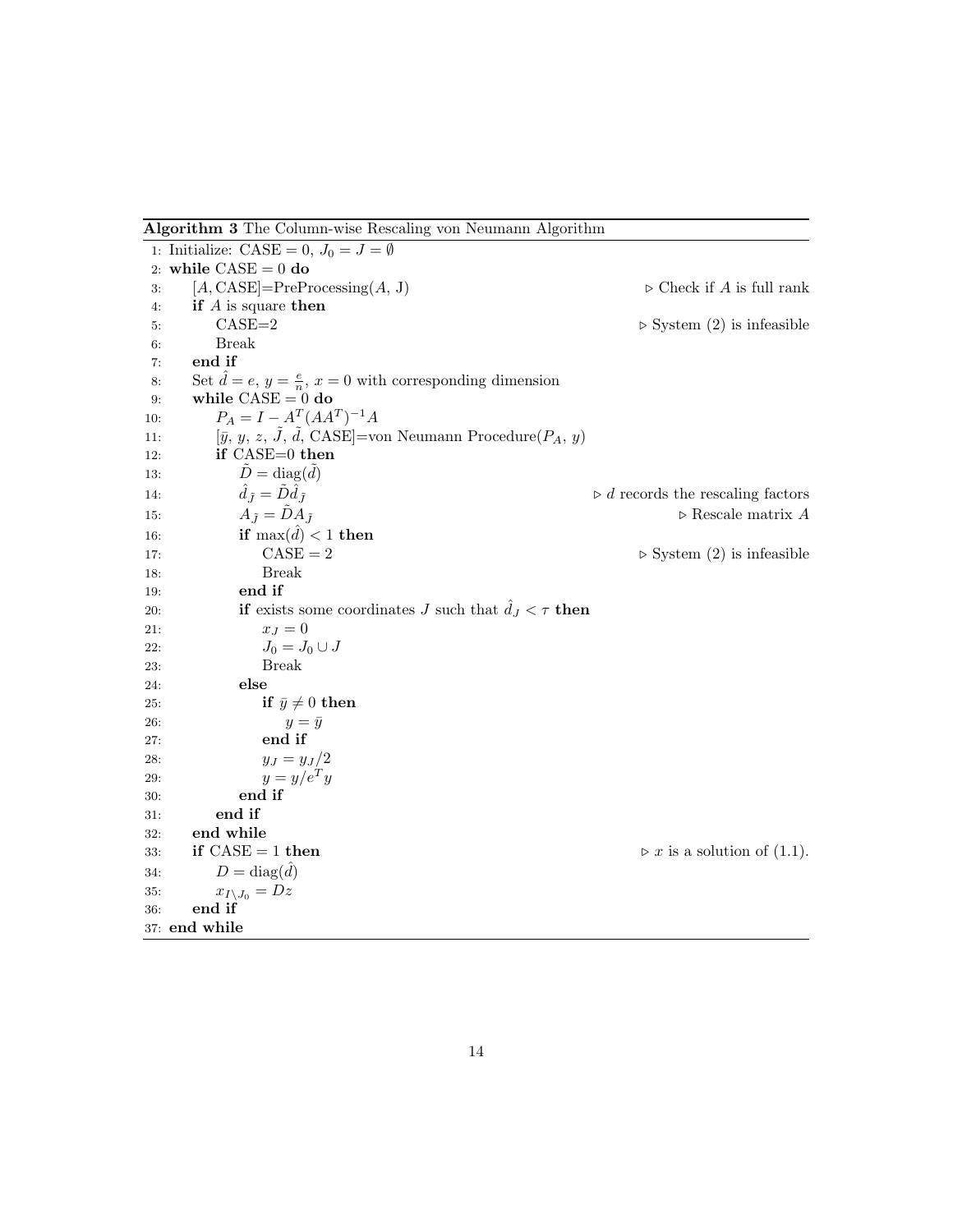**Algorithm 3** The Column-wise Rescaling von Neumann Algorithm

```
 1: Initialize: CASE = 0, J_0 = J = ∅
 2: while CASE = 0 do
 3:     [A, CASE]=PreProcessing(A, J)                          ▷ Check if A is full rank
 4:     if A is square then
 5:         CASE=2                                              ▷ System (2) is infeasible
 6:         Break
 7:     end if
 8:     Set d̂ = e, y = e/n, x = 0 with corresponding dimension
 9:     while CASE = 0 do
10:         P_A = I − A^T (AA^T)^{-1} A
11:         [ȳ, y, z, J̃, d̃, CASE]=von Neumann Procedure(P_A, y)
12:         if CASE=0 then
13:             D̃ = diag(d̃)
14:             d̂_J̃ = D̃ d̂_J̃                                   ▷ d records the rescaling factors
15:             A_J̃ = D̃ A_J̃                                    ▷ Rescale matrix A
16:             if max(d̂) < 1 then
17:                 CASE = 2                                    ▷ System (2) is infeasible
18:                 Break
19:             end if
20:             if exists some coordinates J such that d̂_J < τ then
21:                 x_J = 0
22:                 J_0 = J_0 ∪ J
23:                 Break
24:             else
25:                 if ȳ ≠ 0 then
26:                     y = ȳ
27:                 end if
28:                 y_J = y_J/2
29:                 y = y/e^T y
30:             end if
31:         end if
32:     end while
33:     if CASE = 1 then                                        ▷ x is a solution of (1.1).
34:         D = diag(d̂)
35:         x_{I\J_0} = Dz
36:     end if
37: end while
```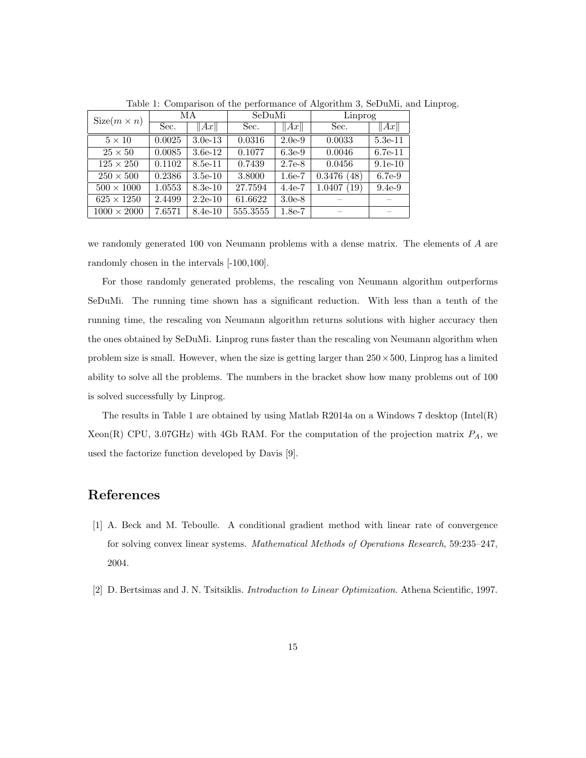Table 1: Comparison of the performance of Algorithm 3, SeDuMi, and Linprog.

| Size($m \times n$) | MA | | SeDuMi | | Linprog | |
|---|---|---|---|---|---|---|
| | Sec. | $\|Ax\|$ | Sec. | $\|Ax\|$ | Sec. | $\|Ax\|$ |
| $5 \times 10$ | 0.0025 | 3.0e-13 | 0.0316 | 2.0e-9 | 0.0033 | 5.3e-11 |
| $25 \times 50$ | 0.0085 | 3.6e-12 | 0.1077 | 6.3e-9 | 0.0046 | 6.7e-11 |
| $125 \times 250$ | 0.1102 | 8.5e-11 | 0.7439 | 2.7e-8 | 0.0456 | 9.1e-10 |
| $250 \times 500$ | 0.2386 | 3.5e-10 | 3.8000 | 1.6e-7 | 0.3476 (48) | 6.7e-9 |
| $500 \times 1000$ | 1.0553 | 8.3e-10 | 27.7594 | 4.4e-7 | 1.0407 (19) | 9.4e-9 |
| $625 \times 1250$ | 2.4499 | 2.2e-10 | 61.6622 | 3.0e-8 | – | – |
| $1000 \times 2000$ | 7.6571 | 8.4e-10 | 555.3555 | 1.8e-7 | – | – |

we randomly generated 100 von Neumann problems with a dense matrix. The elements of $A$ are randomly chosen in the intervals [-100,100].

For those randomly generated problems, the rescaling von Neumann algorithm outperforms SeDuMi. The running time shown has a significant reduction. With less than a tenth of the running time, the rescaling von Neumann algorithm returns solutions with higher accuracy then the ones obtained by SeDuMi. Linprog runs faster than the rescaling von Neumann algorithm when problem size is small. However, when the size is getting larger than $250 \times 500$, Linprog has a limited ability to solve all the problems. The numbers in the bracket show how many problems out of 100 is solved successfully by Linprog.

The results in Table 1 are obtained by using Matlab R2014a on a Windows 7 desktop (Intel(R) Xeon(R) CPU, 3.07GHz) with 4Gb RAM. For the computation of the projection matrix $P_A$, we used the factorize function developed by Davis [9].

# References

[1] A. Beck and M. Teboulle. A conditional gradient method with linear rate of convergence for solving convex linear systems. *Mathematical Methods of Operations Research*, 59:235–247, 2004.

[2] D. Bertsimas and J. N. Tsitsiklis. *Introduction to Linear Optimization*. Athena Scientific, 1997.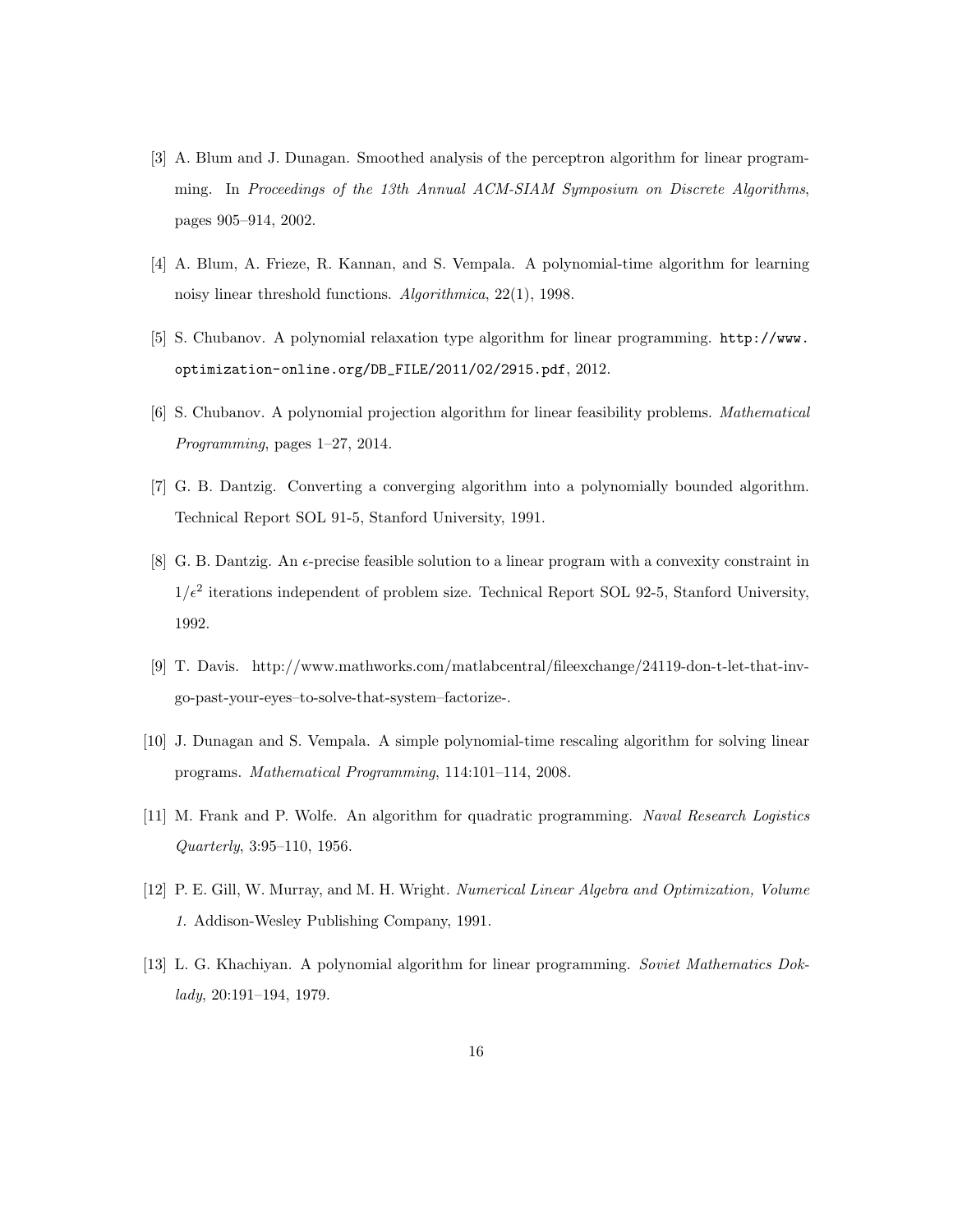[3] A. Blum and J. Dunagan. Smoothed analysis of the perceptron algorithm for linear programming. In *Proceedings of the 13th Annual ACM-SIAM Symposium on Discrete Algorithms*, pages 905–914, 2002.

[4] A. Blum, A. Frieze, R. Kannan, and S. Vempala. A polynomial-time algorithm for learning noisy linear threshold functions. *Algorithmica*, 22(1), 1998.

[5] S. Chubanov. A polynomial relaxation type algorithm for linear programming. `http://www.optimization-online.org/DB_FILE/2011/02/2915.pdf`, 2012.

[6] S. Chubanov. A polynomial projection algorithm for linear feasibility problems. *Mathematical Programming*, pages 1–27, 2014.

[7] G. B. Dantzig. Converting a converging algorithm into a polynomially bounded algorithm. Technical Report SOL 91-5, Stanford University, 1991.

[8] G. B. Dantzig. An $\epsilon$-precise feasible solution to a linear program with a convexity constraint in $1/\epsilon^2$ iterations independent of problem size. Technical Report SOL 92-5, Stanford University, 1992.

[9] T. Davis. http://www.mathworks.com/matlabcentral/fileexchange/24119-don-t-let-that-inv-go-past-your-eyes–to-solve-that-system–factorize-.

[10] J. Dunagan and S. Vempala. A simple polynomial-time rescaling algorithm for solving linear programs. *Mathematical Programming*, 114:101–114, 2008.

[11] M. Frank and P. Wolfe. An algorithm for quadratic programming. *Naval Research Logistics Quarterly*, 3:95–110, 1956.

[12] P. E. Gill, W. Murray, and M. H. Wright. *Numerical Linear Algebra and Optimization, Volume 1.* Addison-Wesley Publishing Company, 1991.

[13] L. G. Khachiyan. A polynomial algorithm for linear programming. *Soviet Mathematics Doklady*, 20:191–194, 1979.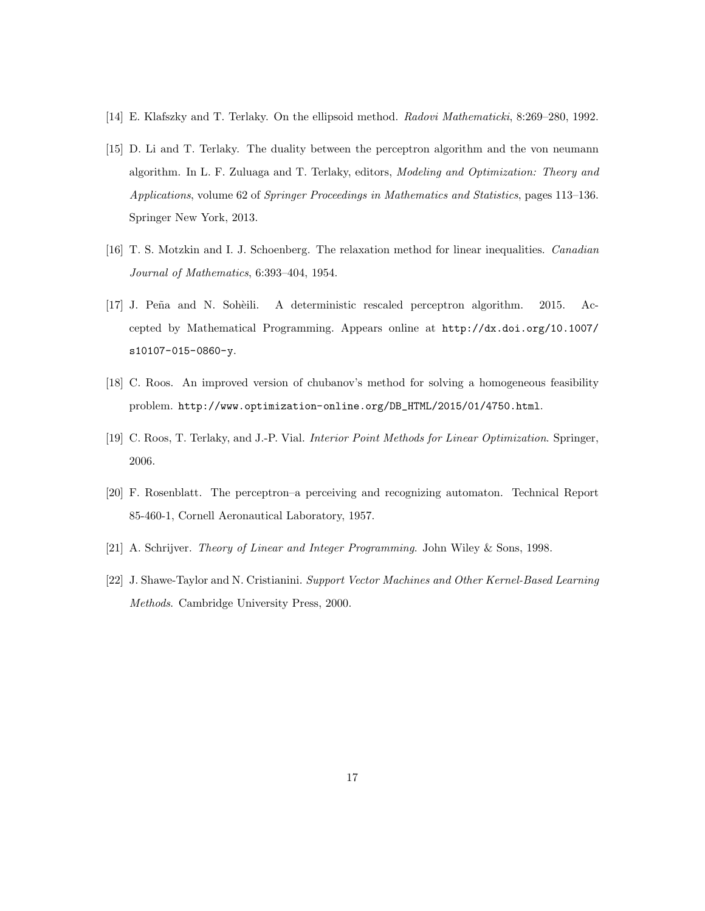[14] E. Klafszky and T. Terlaky. On the ellipsoid method. *Radovi Mathematicki*, 8:269–280, 1992.

[15] D. Li and T. Terlaky. The duality between the perceptron algorithm and the von neumann algorithm. In L. F. Zuluaga and T. Terlaky, editors, *Modeling and Optimization: Theory and Applications*, volume 62 of *Springer Proceedings in Mathematics and Statistics*, pages 113–136. Springer New York, 2013.

[16] T. S. Motzkin and I. J. Schoenberg. The relaxation method for linear inequalities. *Canadian Journal of Mathematics*, 6:393–404, 1954.

[17] J. Peña and N. Sohèili. A deterministic rescaled perceptron algorithm. 2015. Accepted by Mathematical Programming. Appears online at `http://dx.doi.org/10.1007/s10107-015-0860-y`.

[18] C. Roos. An improved version of chubanov's method for solving a homogeneous feasibility problem. `http://www.optimization-online.org/DB_HTML/2015/01/4750.html`.

[19] C. Roos, T. Terlaky, and J.-P. Vial. *Interior Point Methods for Linear Optimization*. Springer, 2006.

[20] F. Rosenblatt. The perceptron–a perceiving and recognizing automaton. Technical Report 85-460-1, Cornell Aeronautical Laboratory, 1957.

[21] A. Schrijver. *Theory of Linear and Integer Programming*. John Wiley & Sons, 1998.

[22] J. Shawe-Taylor and N. Cristianini. *Support Vector Machines and Other Kernel-Based Learning Methods*. Cambridge University Press, 2000.